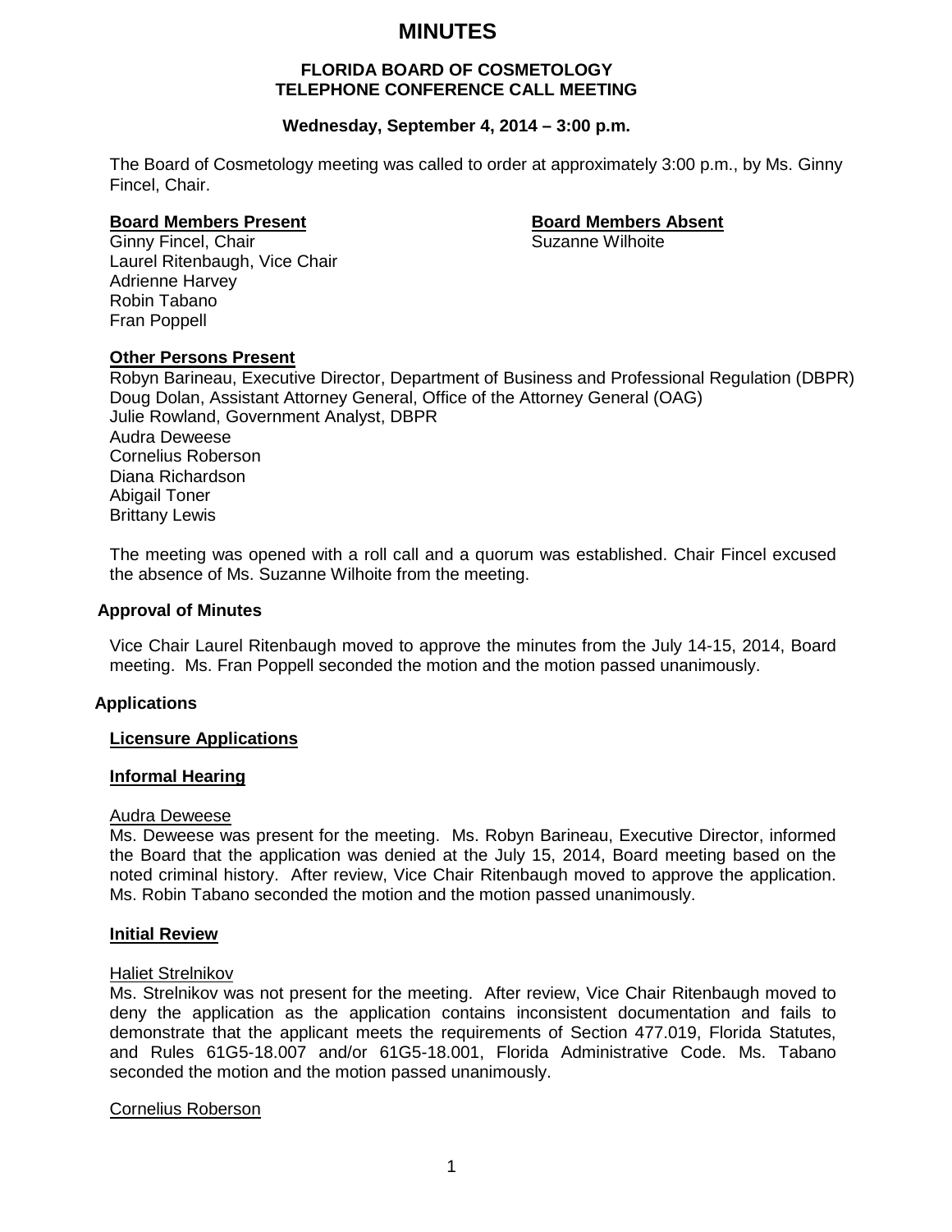# MINUTES

**FLORIDA BOARD OF COSMETOLOGY**
**TELEPHONE CONFERENCE CALL MEETING**

**Wednesday, September 4, 2014 – 3:00 p.m.**

The Board of Cosmetology meeting was called to order at approximately 3:00 p.m., by Ms. Ginny Fincel, Chair.

**Board Members Present**
Ginny Fincel, Chair
Laurel Ritenbaugh, Vice Chair
Adrienne Harvey
Robin Tabano
Fran Poppell

**Board Members Absent**
Suzanne Wilhoite

**Other Persons Present**
Robyn Barineau, Executive Director, Department of Business and Professional Regulation (DBPR)
Doug Dolan, Assistant Attorney General, Office of the Attorney General (OAG)
Julie Rowland, Government Analyst, DBPR
Audra Deweese
Cornelius Roberson
Diana Richardson
Abigail Toner
Brittany Lewis

The meeting was opened with a roll call and a quorum was established. Chair Fincel excused the absence of Ms. Suzanne Wilhoite from the meeting.

## Approval of Minutes

Vice Chair Laurel Ritenbaugh moved to approve the minutes from the July 14-15, 2014, Board meeting. Ms. Fran Poppell seconded the motion and the motion passed unanimously.

## Applications

### Licensure Applications

### Informal Hearing

Audra Deweese
Ms. Deweese was present for the meeting. Ms. Robyn Barineau, Executive Director, informed the Board that the application was denied at the July 15, 2014, Board meeting based on the noted criminal history. After review, Vice Chair Ritenbaugh moved to approve the application. Ms. Robin Tabano seconded the motion and the motion passed unanimously.

### Initial Review

Haliet Strelnikov
Ms. Strelnikov was not present for the meeting. After review, Vice Chair Ritenbaugh moved to deny the application as the application contains inconsistent documentation and fails to demonstrate that the applicant meets the requirements of Section 477.019, Florida Statutes, and Rules 61G5-18.007 and/or 61G5-18.001, Florida Administrative Code. Ms. Tabano seconded the motion and the motion passed unanimously.

Cornelius Roberson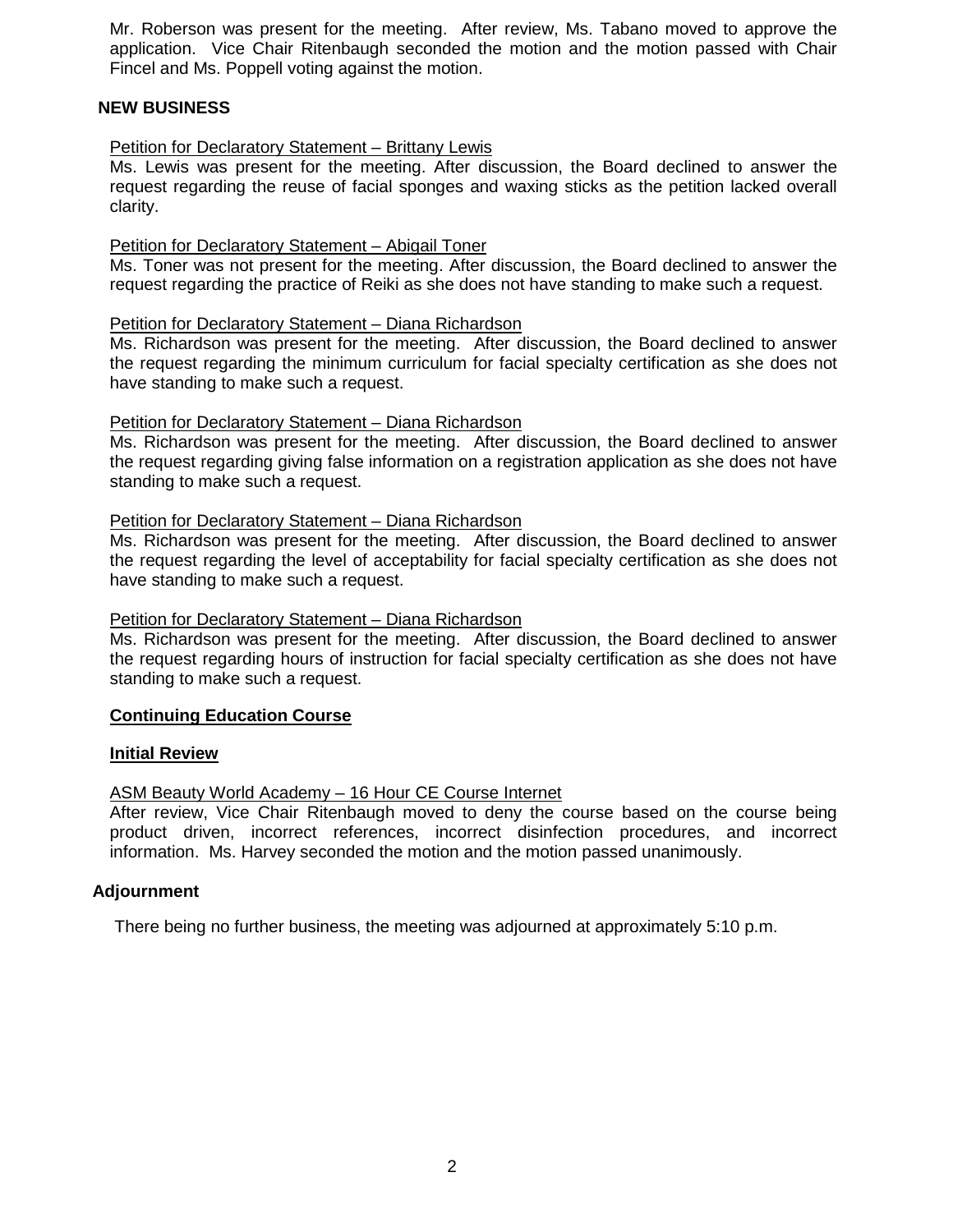Mr. Roberson was present for the meeting. After review, Ms. Tabano moved to approve the application. Vice Chair Ritenbaugh seconded the motion and the motion passed with Chair Fincel and Ms. Poppell voting against the motion.

## NEW BUSINESS

Petition for Declaratory Statement – Brittany Lewis

Ms. Lewis was present for the meeting. After discussion, the Board declined to answer the request regarding the reuse of facial sponges and waxing sticks as the petition lacked overall clarity.

Petition for Declaratory Statement – Abigail Toner

Ms. Toner was not present for the meeting. After discussion, the Board declined to answer the request regarding the practice of Reiki as she does not have standing to make such a request.

Petition for Declaratory Statement – Diana Richardson

Ms. Richardson was present for the meeting. After discussion, the Board declined to answer the request regarding the minimum curriculum for facial specialty certification as she does not have standing to make such a request.

Petition for Declaratory Statement – Diana Richardson

Ms. Richardson was present for the meeting. After discussion, the Board declined to answer the request regarding giving false information on a registration application as she does not have standing to make such a request.

Petition for Declaratory Statement – Diana Richardson

Ms. Richardson was present for the meeting. After discussion, the Board declined to answer the request regarding the level of acceptability for facial specialty certification as she does not have standing to make such a request.

Petition for Declaratory Statement – Diana Richardson

Ms. Richardson was present for the meeting. After discussion, the Board declined to answer the request regarding hours of instruction for facial specialty certification as she does not have standing to make such a request.

### Continuing Education Course

### Initial Review

ASM Beauty World Academy – 16 Hour CE Course Internet

After review, Vice Chair Ritenbaugh moved to deny the course based on the course being product driven, incorrect references, incorrect disinfection procedures, and incorrect information. Ms. Harvey seconded the motion and the motion passed unanimously.

## Adjournment

There being no further business, the meeting was adjourned at approximately 5:10 p.m.